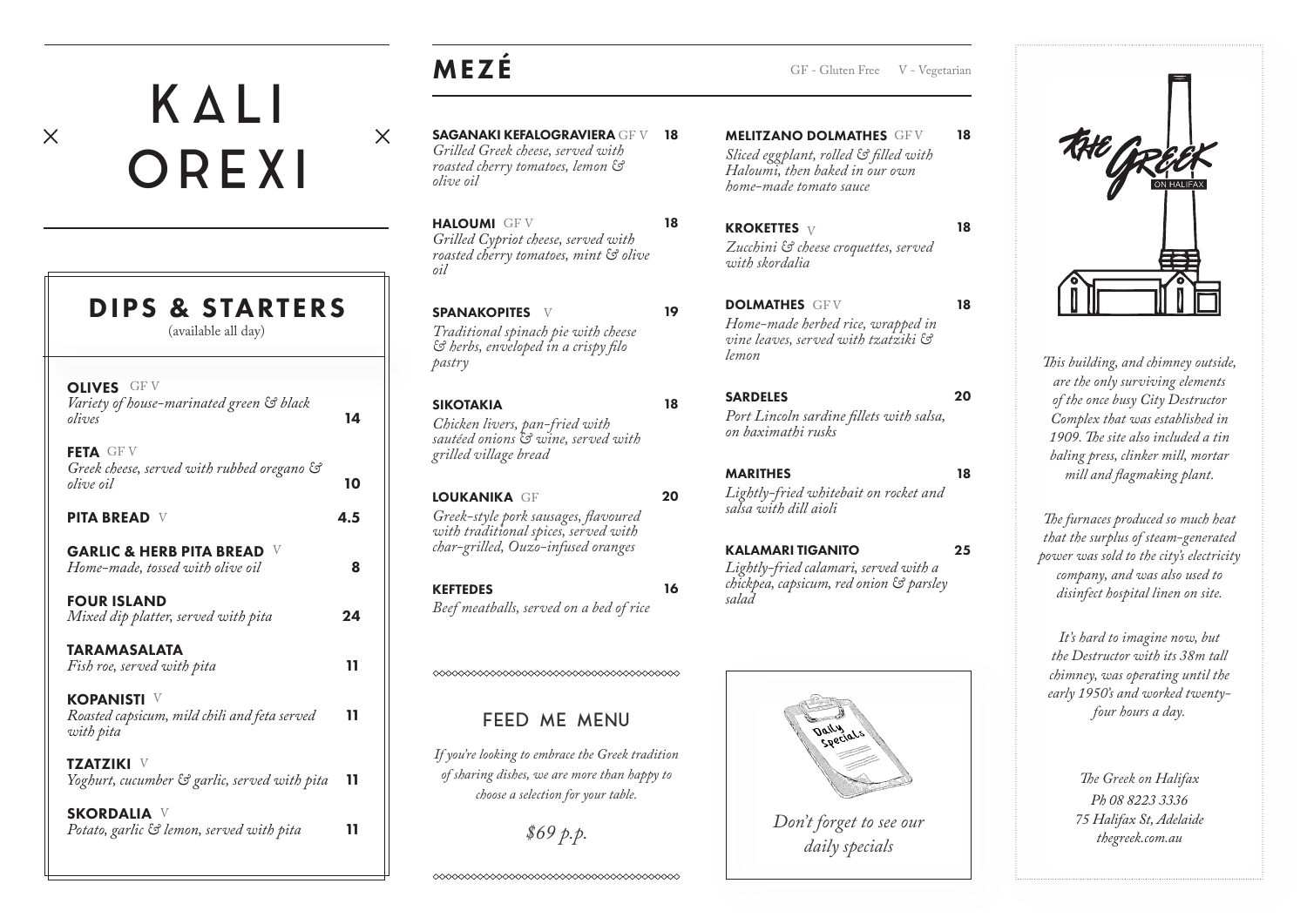# KALI OREXI

## DIPS & STARTERS

(available all day)

**OLIVES** GF V
*Variety of house-marinated green & black olives* — 14

**FETA** GF V
*Greek cheese, served with rubbed oregano & olive oil* — 10

**PITA BREAD** V — 4.5

**GARLIC & HERB PITA BREAD** V
*Home-made, tossed with olive oil* — 8

**FOUR ISLAND**
*Mixed dip platter, served with pita* — 24

**TARAMASALATA**
*Fish roe, served with pita* — 11

**KOPANISTI** V
*Roasted capsicum, mild chili and feta served with pita* — 11

**TZATZIKI** V
*Yoghurt, cucumber & garlic, served with pita* — 11

**SKORDALIA** V
*Potato, garlic & lemon, served with pita* — 11

## MEZÉ

GF - Gluten Free V - Vegetarian

**SAGANAKI KEFALOGRAVIERA** GF V — 18
*Grilled Greek cheese, served with roasted cherry tomatoes, lemon & olive oil*

**HALOUMI** GF V — 18
*Grilled Cypriot cheese, served with roasted cherry tomatoes, mint & olive oil*

**SPANAKOPITES** V — 19
*Traditional spinach pie with cheese & herbs, enveloped in a crispy filo pastry*

**SIKOTAKIA** — 18
*Chicken livers, pan-fried with sautéed onions & wine, served with grilled village bread*

**LOUKANIKA** GF — 20
*Greek-style pork sausages, flavoured with traditional spices, served with char-grilled, Ouzo-infused oranges*

**KEFTEDES** — 16
*Beef meatballs, served on a bed of rice*

**MELITZANO DOLMATHES** GF V — 18
*Sliced eggplant, rolled & filled with Haloumi, then baked in our own home-made tomato sauce*

**KROKETTES** V — 18
*Zucchini & cheese croquettes, served with skordalia*

**DOLMATHES** GF V — 18
*Home-made herbed rice, wrapped in vine leaves, served with tzatziki & lemon*

**SARDELES** — 20
*Port Lincoln sardine fillets with salsa, on baximathi rusks*

**MARITHES** — 18
*Lightly-fried whitebait on rocket and salsa with dill aioli*

**KALAMARI TIGANITO** — 25
*Lightly-fried calamari, served with a chickpea, capsicum, red onion & parsley salad*

## FEED ME MENU

*If you're looking to embrace the Greek tradition of sharing dishes, we are more than happy to choose a selection for your table.*

*$69 p.p.*

*Don't forget to see our daily specials*

THE GREEK ON HALIFAX

*This building, and chimney outside, are the only surviving elements of the once busy City Destructor Complex that was established in 1909. The site also included a tin baling press, clinker mill, mortar mill and flagmaking plant.*

*The furnaces produced so much heat that the surplus of steam-generated power was sold to the city's electricity company, and was also used to disinfect hospital linen on site.*

*It's hard to imagine now, but the Destructor with its 38m tall chimney, was operating until the early 1950's and worked twenty-four hours a day.*

*The Greek on Halifax*
*Ph 08 8223 3336*
*75 Halifax St, Adelaide*
*thegreek.com.au*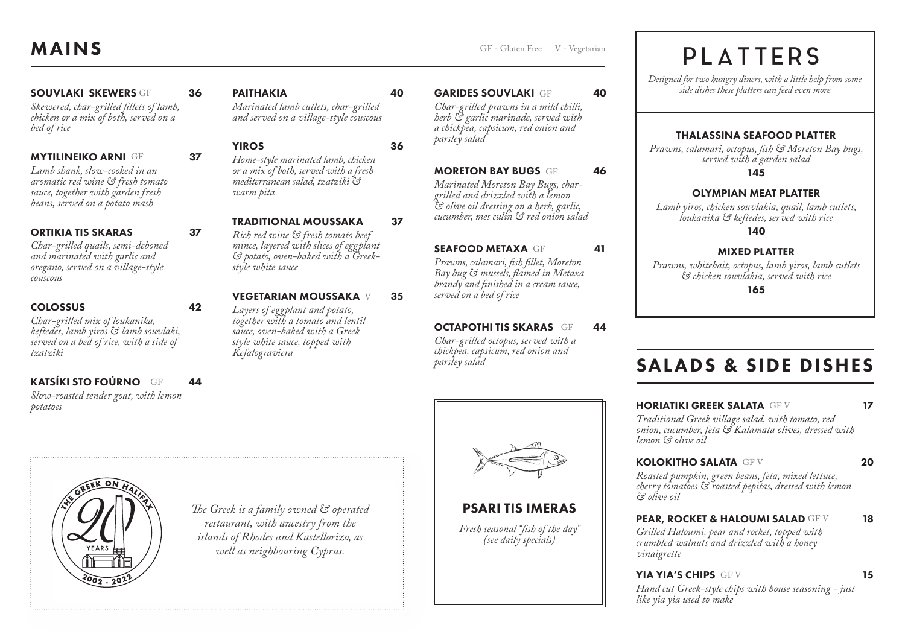# MAINS

GF - Gluten Free V - Vegetarian

**SOUVLAKI SKEWERS** GF **36**
*Skewered, char-grilled fillets of lamb, chicken or a mix of both, served on a bed of rice*

**MYTILINEIKO ARNI** GF **37**
*Lamb shank, slow-cooked in an aromatic red wine & fresh tomato sauce, together with garden fresh beans, served on a potato mash*

**ORTIKIA TIS SKARAS** **37**
*Char-grilled quails, semi-deboned and marinated with garlic and oregano, served on a village-style couscous*

**COLOSSUS** **42**
*Char-grilled mix of loukanika, keftedes, lamb yiros & lamb souvlaki, served on a bed of rice, with a side of tzatziki*

**KATSÍKI STO FOÚRNO** GF **44**
*Slow-roasted tender goat, with lemon potatoes*

**PAITHAKIA** **40**
*Marinated lamb cutlets, char-grilled and served on a village-style couscous*

**YIROS** **36**
*Home-style marinated lamb, chicken or a mix of both, served with a fresh mediterranean salad, tzatziki & warm pita*

**TRADITIONAL MOUSSAKA** **37**
*Rich red wine & fresh tomato beef mince, layered with slices of eggplant & potato, oven-baked with a Greek-style white sauce*

**VEGETARIAN MOUSSAKA** V **35**
*Layers of eggplant and potato, together with a tomato and lentil sauce, oven-baked with a Greek style white sauce, topped with Kefalograviera*

**GARIDES SOUVLAKI** GF **40**
*Char-grilled prawns in a mild chilli, herb & garlic marinade, served with a chickpea, capsicum, red onion and parsley salad*

**MORETON BAY BUGS** GF **46**
*Marinated Moreton Bay Bugs, char-grilled and drizzled with a lemon & olive oil dressing on a herb, garlic, cucumber, mes culin & red onion salad*

**SEAFOOD METAXA** GF **41**
*Prawns, calamari, fish fillet, Moreton Bay bug & mussels, flamed in Metaxa brandy and finished in a cream sauce, served on a bed of rice*

**OCTAPOTHI TIS SKARAS** GF **44**
*Char-grilled octopus, served with a chickpea, capsicum, red onion and parsley salad*

THE GREEK ON HALIFAX 20 YEARS 2002 - 2022

*The Greek is a family owned & operated restaurant, with ancestry from the islands of Rhodes and Kastellorizo, as well as neighbouring Cyprus.*

## PSARI TIS IMERAS

*Fresh seasonal "fish of the day" (see daily specials)*

# PLATTERS

*Designed for two hungry diners, with a little help from some side dishes these platters can feed even more*

### THALASSINA SEAFOOD PLATTER
*Prawns, calamari, octopus, fish & Moreton Bay bugs, served with a garden salad*
**145**

### OLYMPIAN MEAT PLATTER
*Lamb yiros, chicken souvlakia, quail, lamb cutlets, loukanika & keftedes, served with rice*
**140**

### MIXED PLATTER
*Prawns, whitebait, octopus, lamb yiros, lamb cutlets & chicken souvlakia, served with rice*
**165**

# SALADS & SIDE DISHES

**HORIATIKI GREEK SALATA** GF V **17**
*Traditional Greek village salad, with tomato, red onion, cucumber, feta & Kalamata olives, dressed with lemon & olive oil*

**KOLOKITHO SALATA** GF V **20**
*Roasted pumpkin, green beans, feta, mixed lettuce, cherry tomatoes & roasted pepitas, dressed with lemon & olive oil*

**PEAR, ROCKET & HALOUMI SALAD** GF V **18**
*Grilled Haloumi, pear and rocket, topped with crumbled walnuts and drizzled with a honey vinaigrette*

**YIA YIA'S CHIPS** GF V **15**
*Hand cut Greek-style chips with house seasoning - just like yia yia used to make*